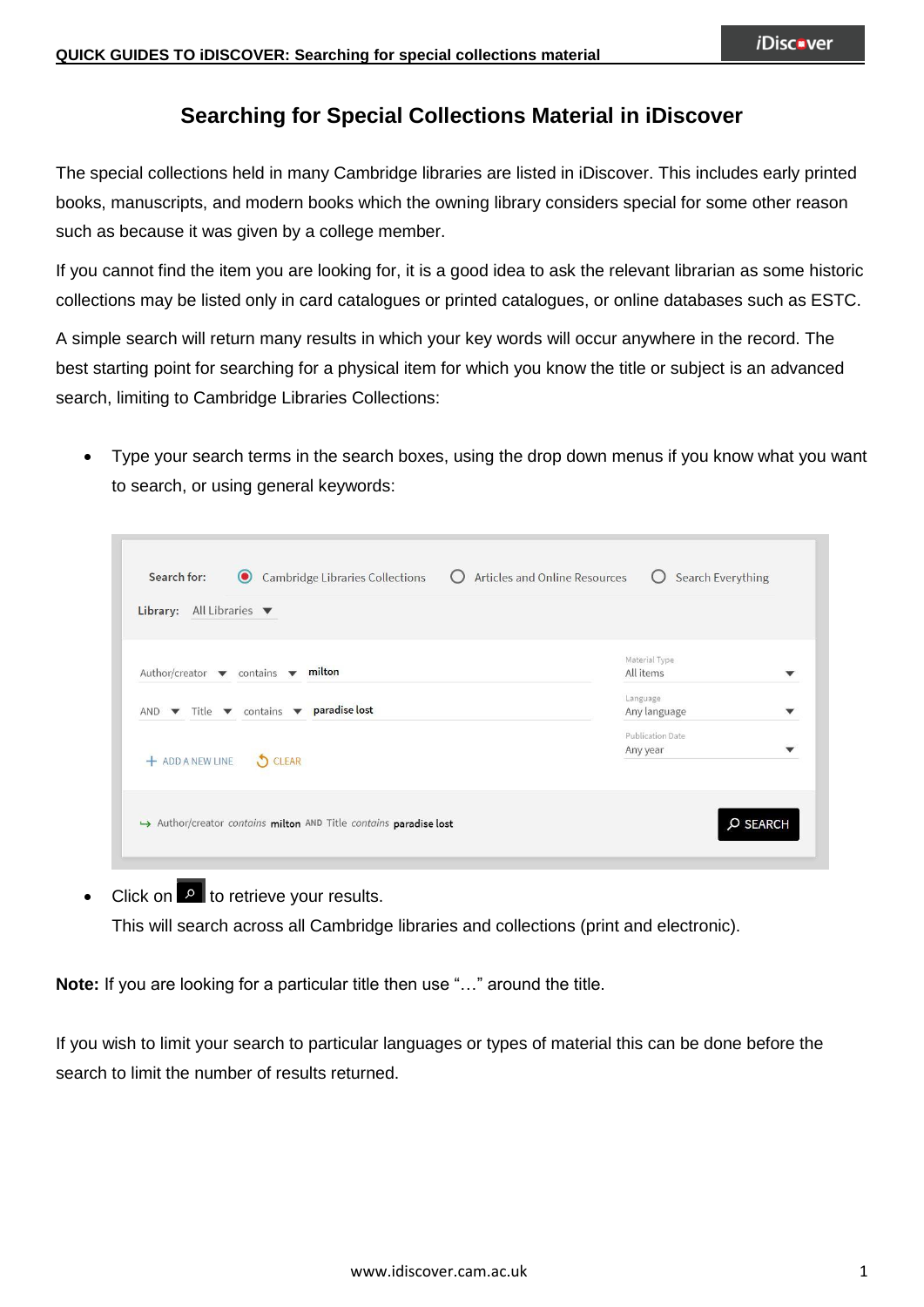# Searching for Special Collections Material in iDiscover

The special collections held in many Cambridge libraries are listed in iDiscover. This includes early printed books, manuscripts, and modern books which the owning library considers special for some other reason such as because it was given by a college member.

If you cannot find the item you are looking for, it is a good idea to ask the relevant librarian as some historic collections may be listed only in card catalogues or printed catalogues, or online databases such as ESTC.

A simple search will return many results in which your key words will occur anywhere in the record. The best starting point for searching for a physical item for which you know the title or subject is an advanced search, limiting to Cambridge Libraries Collections:

- Type your search terms in the search boxes, using the drop down menus if you know what you want to search, or using general keywords:

- Click on the search button to retrieve your results.
  This will search across all Cambridge libraries and collections (print and electronic).

**Note:** If you are looking for a particular title then use "…" around the title.

If you wish to limit your search to particular languages or types of material this can be done before the search to limit the number of results returned.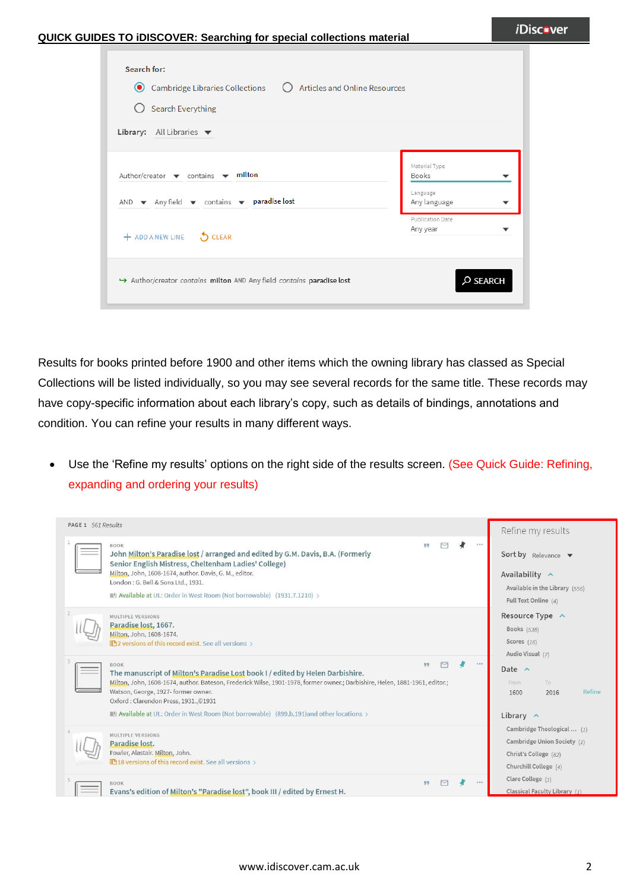Results for books printed before 1900 and other items which the owning library has classed as Special Collections will be listed individually, so you may see several records for the same title. These records may have copy-specific information about each library's copy, such as details of bindings, annotations and condition. You can refine your results in many different ways.

- Use the 'Refine my results' options on the right side of the results screen. (See Quick Guide: Refining, expanding and ordering your results)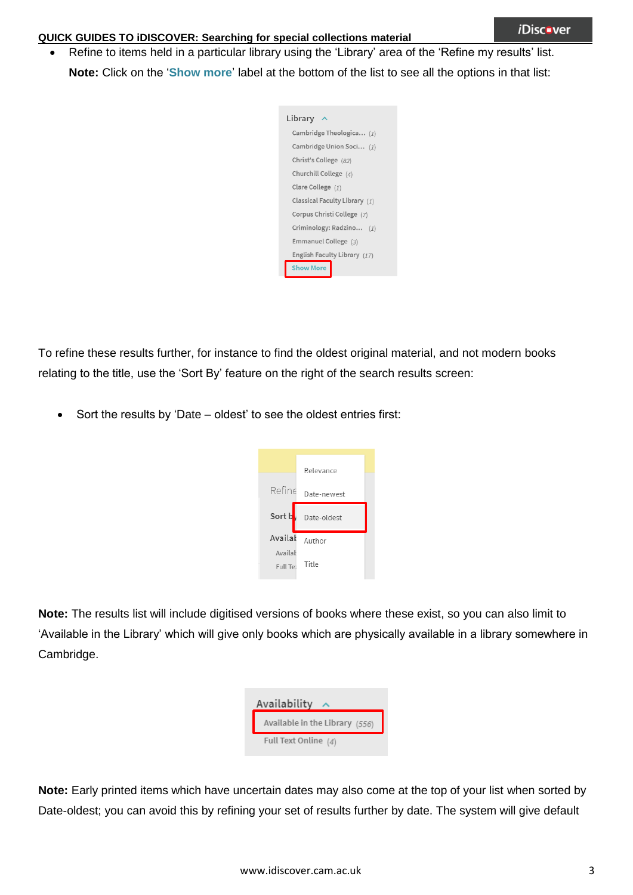- Refine to items held in a particular library using the 'Library' area of the 'Refine my results' list.

  **Note:** Click on the '**Show more**' label at the bottom of the list to see all the options in that list:

To refine these results further, for instance to find the oldest original material, and not modern books relating to the title, use the 'Sort By' feature on the right of the search results screen:

- Sort the results by 'Date – oldest' to see the oldest entries first:

**Note:** The results list will include digitised versions of books where these exist, so you can also limit to 'Available in the Library' which will give only books which are physically available in a library somewhere in Cambridge.

**Note:** Early printed items which have uncertain dates may also come at the top of your list when sorted by Date-oldest; you can avoid this by refining your set of results further by date. The system will give default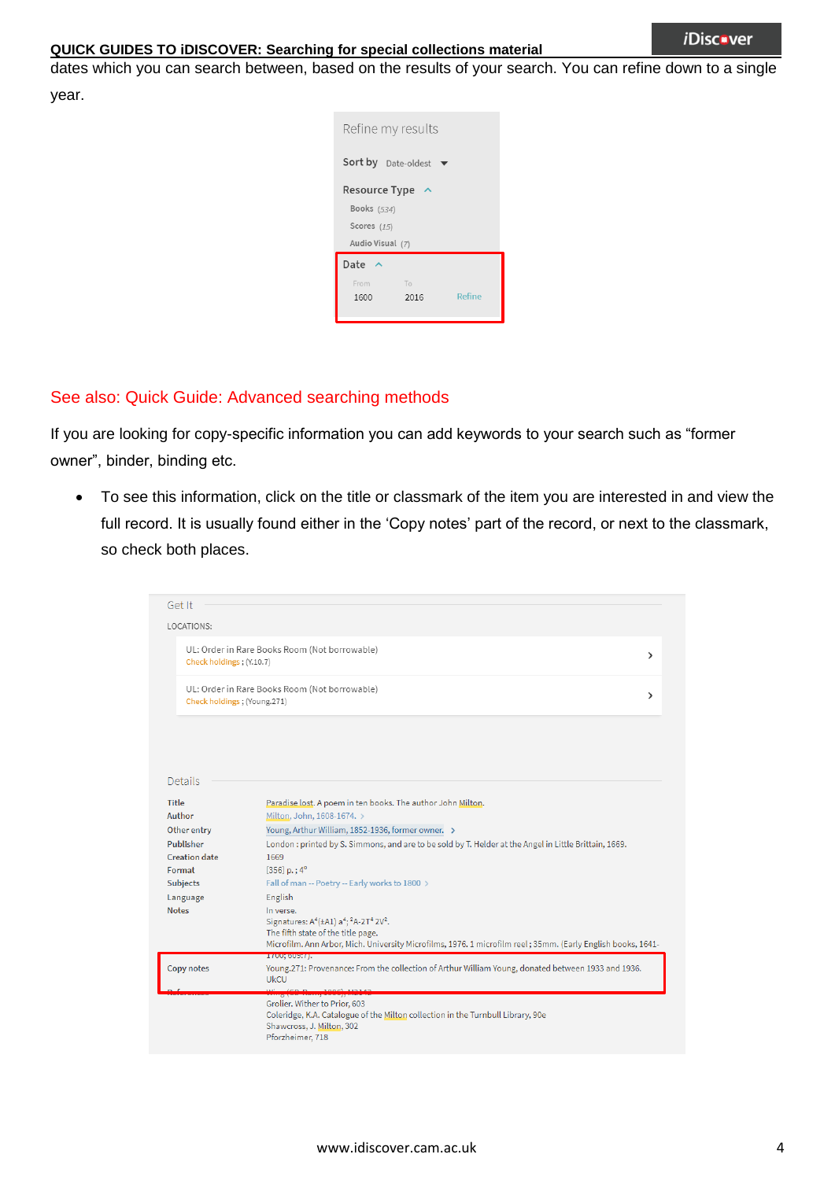dates which you can search between, based on the results of your search. You can refine down to a single year.

Refine my results

Sort by Date-oldest

Resource Type

Books (534)

Scores (15)

Audio Visual (7)

Date

From 1600 To 2016 Refine

See also: Quick Guide: Advanced searching methods

If you are looking for copy-specific information you can add keywords to your search such as “former owner”, binder, binding etc.

- To see this information, click on the title or classmark of the item you are interested in and view the full record. It is usually found either in the ‘Copy notes’ part of the record, or next to the classmark, so check both places.

Get It

LOCATIONS:

UL: Order in Rare Books Room (Not borrowable)
Check holdings ; (Y.10.7)

UL: Order in Rare Books Room (Not borrowable)
Check holdings ; (Young.271)

Details

| | |
|---|---|
| Title | Paradise lost. A poem in ten books. The author John Milton. |
| Author | Milton, John, 1608-1674. |
| Other entry | Young, Arthur William, 1852-1936, former owner. |
| Publisher | London : printed by S. Simmons, and are to be sold by T. Helder at the Angel in Little Brittain, 1669. |
| Creation date | 1669 |
| Format | [356] p. ; 4° |
| Subjects | Fall of man -- Poetry -- Early works to 1800 |
| Language | English |
| Notes | In verse. Signatures: A⁴(±A1) a⁴; ²A-2T⁴ 2V². The fifth state of the title page. Microfilm. Ann Arbor, Mich. University Microfilms, 1976. 1 microfilm reel ; 35mm. (Early English books, 1641-1700 ; 609:7). |
| Copy notes | Young.271: Provenance: From the collection of Arthur William Young, donated between 1933 and 1936. UkCU |
| References | Wing (2D ed., 1994), M2143 Grolier. Wither to Prior, 603 Coleridge, K.A. Catalogue of the Milton collection in the Turnbull Library, 90e Shawcross, J. Milton, 302 Pforzheimer, 718 |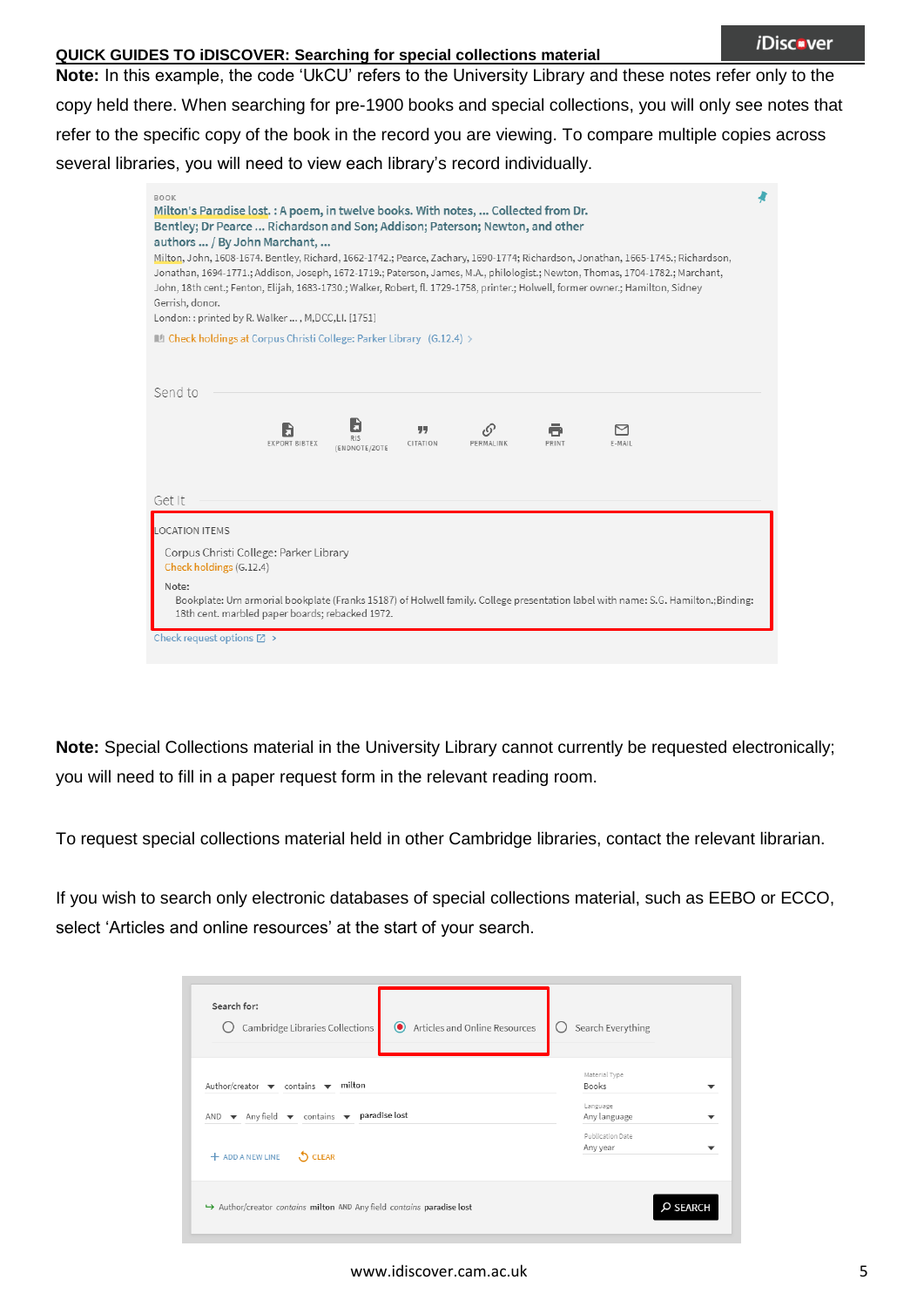**Note:** In this example, the code 'UkCU' refers to the University Library and these notes refer only to the copy held there. When searching for pre-1900 books and special collections, you will only see notes that refer to the specific copy of the book in the record you are viewing. To compare multiple copies across several libraries, you will need to view each library's record individually.

**Note:** Special Collections material in the University Library cannot currently be requested electronically; you will need to fill in a paper request form in the relevant reading room.

To request special collections material held in other Cambridge libraries, contact the relevant librarian.

If you wish to search only electronic databases of special collections material, such as EEBO or ECCO, select 'Articles and online resources' at the start of your search.

www.idiscover.cam.ac.uk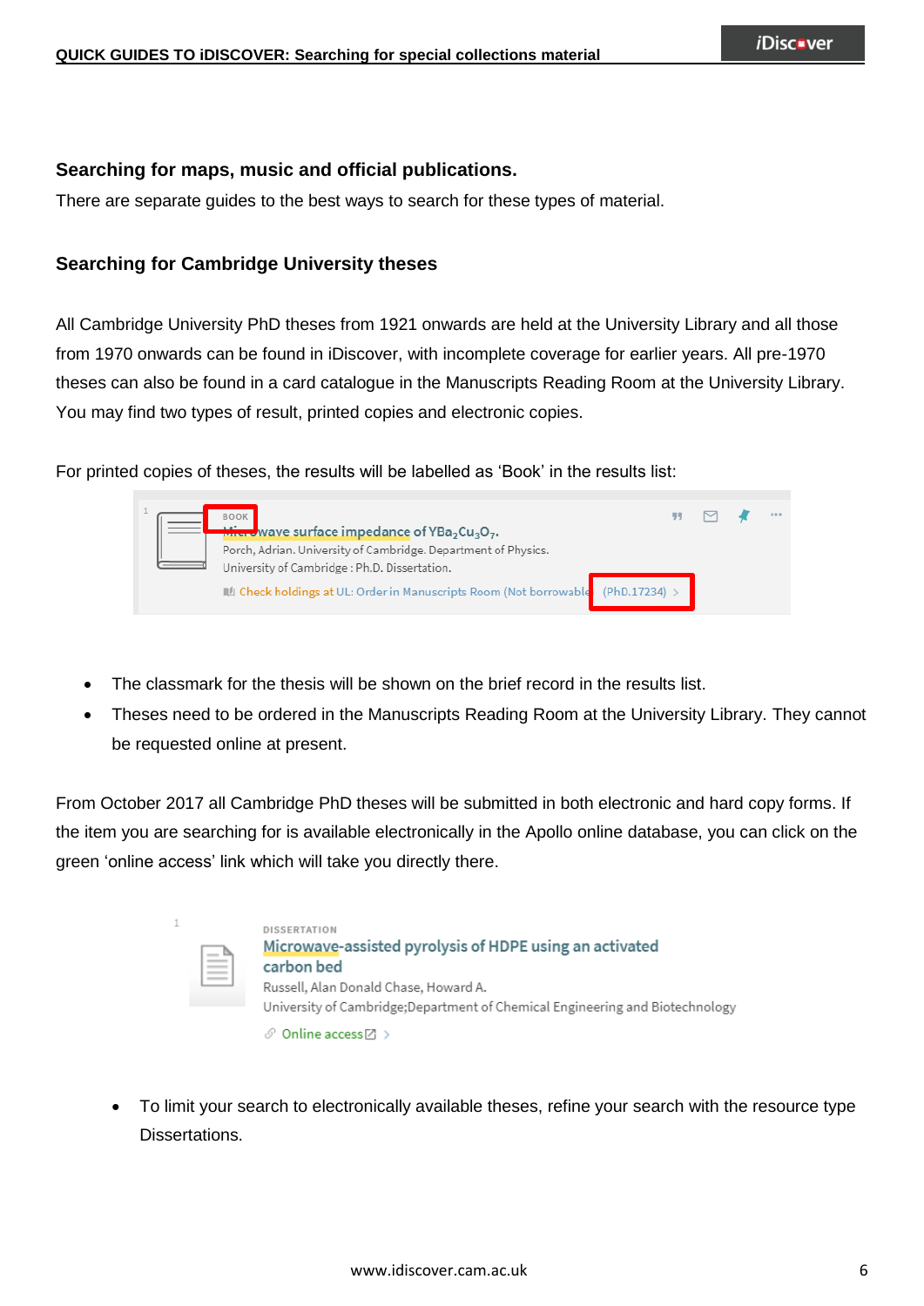### Searching for maps, music and official publications.

There are separate guides to the best ways to search for these types of material.

### Searching for Cambridge University theses

All Cambridge University PhD theses from 1921 onwards are held at the University Library and all those from 1970 onwards can be found in iDiscover, with incomplete coverage for earlier years. All pre-1970 theses can also be found in a card catalogue in the Manuscripts Reading Room at the University Library. You may find two types of result, printed copies and electronic copies.

For printed copies of theses, the results will be labelled as 'Book' in the results list:

- The classmark for the thesis will be shown on the brief record in the results list.
- Theses need to be ordered in the Manuscripts Reading Room at the University Library. They cannot be requested online at present.

From October 2017 all Cambridge PhD theses will be submitted in both electronic and hard copy forms. If the item you are searching for is available electronically in the Apollo online database, you can click on the green 'online access' link which will take you directly there.

- To limit your search to electronically available theses, refine your search with the resource type Dissertations.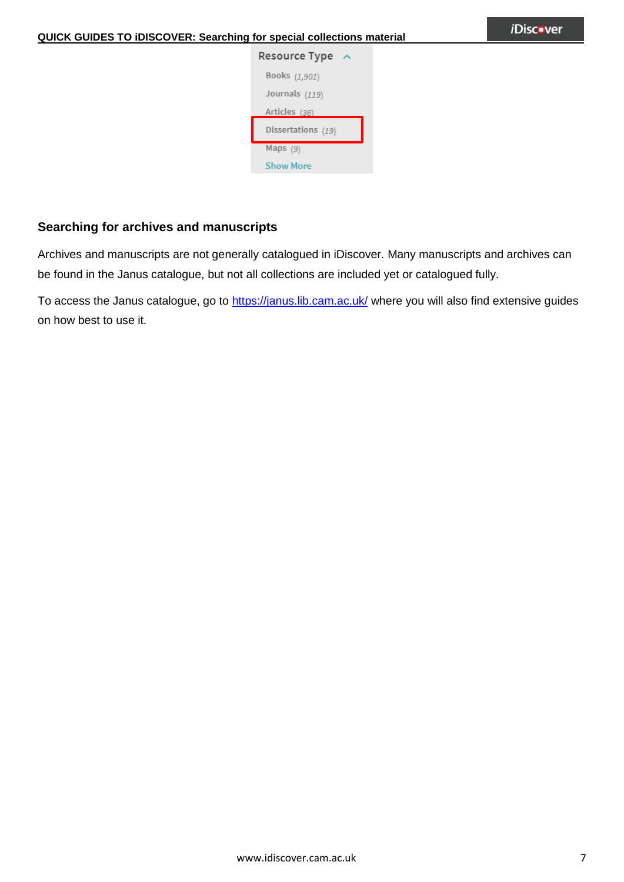Resource Type

Books (1,901)

Journals (119)

Articles (36)

Dissertations (19)

Maps (9)

Show More

## Searching for archives and manuscripts

Archives and manuscripts are not generally catalogued in iDiscover. Many manuscripts and archives can be found in the Janus catalogue, but not all collections are included yet or catalogued fully.

To access the Janus catalogue, go to https://janus.lib.cam.ac.uk/ where you will also find extensive guides on how best to use it.